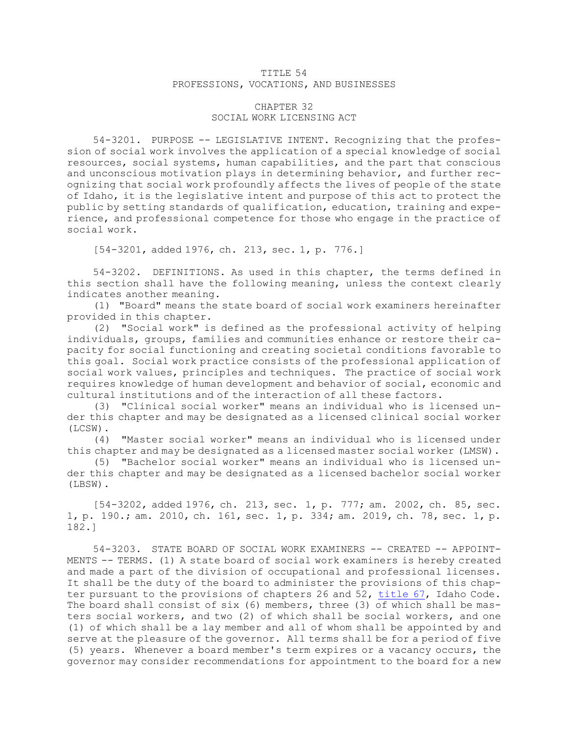# TITLE 54
## PROFESSIONS, VOCATIONS, AND BUSINESSES

## CHAPTER 32
### SOCIAL WORK LICENSING ACT

54-3201. PURPOSE -- LEGISLATIVE INTENT. Recognizing that the profession of social work involves the application of a special knowledge of social resources, social systems, human capabilities, and the part that conscious and unconscious motivation plays in determining behavior, and further recognizing that social work profoundly affects the lives of people of the state of Idaho, it is the legislative intent and purpose of this act to protect the public by setting standards of qualification, education, training and experience, and professional competence for those who engage in the practice of social work.

[54-3201, added 1976, ch. 213, sec. 1, p. 776.]

54-3202. DEFINITIONS. As used in this chapter, the terms defined in this section shall have the following meaning, unless the context clearly indicates another meaning.

(1) "Board" means the state board of social work examiners hereinafter provided in this chapter.

(2) "Social work" is defined as the professional activity of helping individuals, groups, families and communities enhance or restore their capacity for social functioning and creating societal conditions favorable to this goal. Social work practice consists of the professional application of social work values, principles and techniques. The practice of social work requires knowledge of human development and behavior of social, economic and cultural institutions and of the interaction of all these factors.

(3) "Clinical social worker" means an individual who is licensed under this chapter and may be designated as a licensed clinical social worker (LCSW).

(4) "Master social worker" means an individual who is licensed under this chapter and may be designated as a licensed master social worker (LMSW).

(5) "Bachelor social worker" means an individual who is licensed under this chapter and may be designated as a licensed bachelor social worker (LBSW).

[54-3202, added 1976, ch. 213, sec. 1, p. 777; am. 2002, ch. 85, sec. 1, p. 190.; am. 2010, ch. 161, sec. 1, p. 334; am. 2019, ch. 78, sec. 1, p. 182.]

54-3203. STATE BOARD OF SOCIAL WORK EXAMINERS -- CREATED -- APPOINTMENTS -- TERMS. (1) A state board of social work examiners is hereby created and made a part of the division of occupational and professional licenses. It shall be the duty of the board to administer the provisions of this chapter pursuant to the provisions of chapters 26 and 52, title 67, Idaho Code. The board shall consist of six (6) members, three (3) of which shall be masters social workers, and two (2) of which shall be social workers, and one (1) of which shall be a lay member and all of whom shall be appointed by and serve at the pleasure of the governor. All terms shall be for a period of five (5) years. Whenever a board member's term expires or a vacancy occurs, the governor may consider recommendations for appointment to the board for a new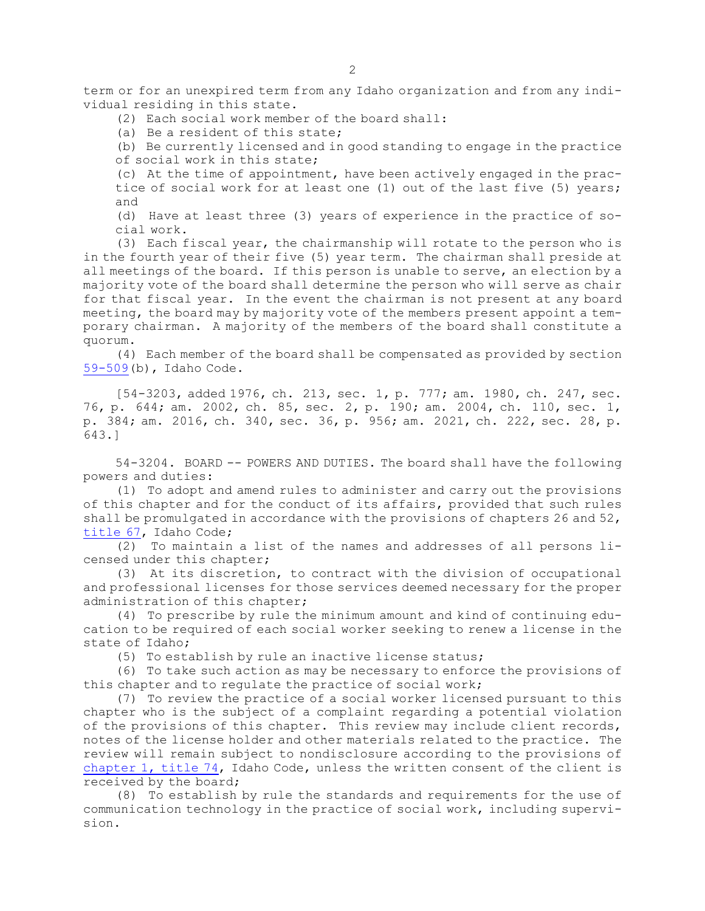term or for an unexpired term from any Idaho organization and from any individual residing in this state.

(2) Each social work member of the board shall:

(a) Be a resident of this state;

(b) Be currently licensed and in good standing to engage in the practice of social work in this state;

(c) At the time of appointment, have been actively engaged in the practice of social work for at least one (1) out of the last five (5) years; and

(d) Have at least three (3) years of experience in the practice of social work.

(3) Each fiscal year, the chairmanship will rotate to the person who is in the fourth year of their five (5) year term. The chairman shall preside at all meetings of the board. If this person is unable to serve, an election by a majority vote of the board shall determine the person who will serve as chair for that fiscal year. In the event the chairman is not present at any board meeting, the board may by majority vote of the members present appoint a temporary chairman. A majority of the members of the board shall constitute a quorum.

(4) Each member of the board shall be compensated as provided by section 59-509(b), Idaho Code.

[54-3203, added 1976, ch. 213, sec. 1, p. 777; am. 1980, ch. 247, sec. 76, p. 644; am. 2002, ch. 85, sec. 2, p. 190; am. 2004, ch. 110, sec. 1, p. 384; am. 2016, ch. 340, sec. 36, p. 956; am. 2021, ch. 222, sec. 28, p. 643.]

54-3204. BOARD -- POWERS AND DUTIES. The board shall have the following powers and duties:

(1) To adopt and amend rules to administer and carry out the provisions of this chapter and for the conduct of its affairs, provided that such rules shall be promulgated in accordance with the provisions of chapters 26 and 52, title 67, Idaho Code;

(2) To maintain a list of the names and addresses of all persons licensed under this chapter;

(3) At its discretion, to contract with the division of occupational and professional licenses for those services deemed necessary for the proper administration of this chapter;

(4) To prescribe by rule the minimum amount and kind of continuing education to be required of each social worker seeking to renew a license in the state of Idaho;

(5) To establish by rule an inactive license status;

(6) To take such action as may be necessary to enforce the provisions of this chapter and to regulate the practice of social work;

(7) To review the practice of a social worker licensed pursuant to this chapter who is the subject of a complaint regarding a potential violation of the provisions of this chapter. This review may include client records, notes of the license holder and other materials related to the practice. The review will remain subject to nondisclosure according to the provisions of chapter 1, title 74, Idaho Code, unless the written consent of the client is received by the board;

(8) To establish by rule the standards and requirements for the use of communication technology in the practice of social work, including supervision.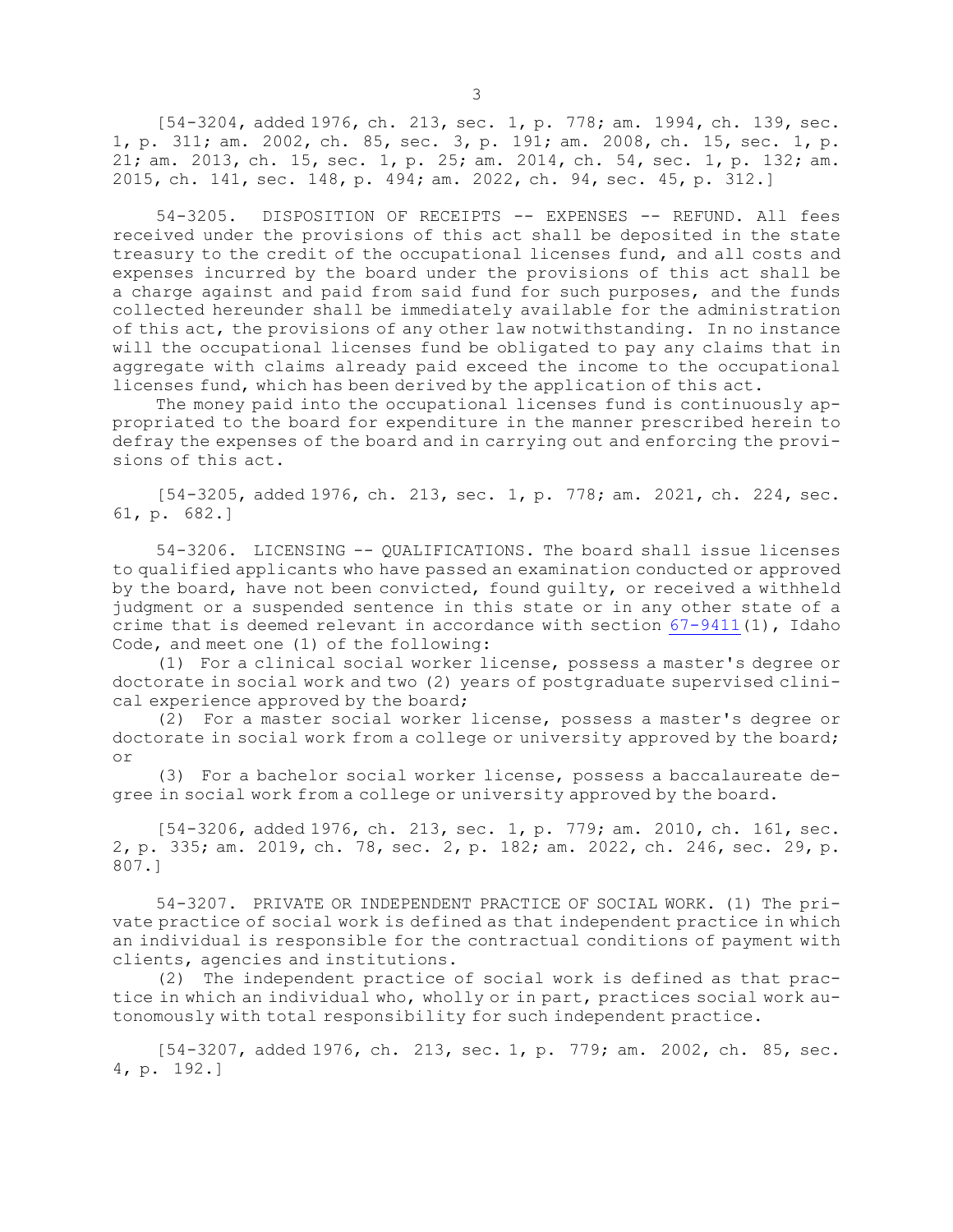[54-3204, added 1976, ch. 213, sec. 1, p. 778; am. 1994, ch. 139, sec. 1, p. 311; am. 2002, ch. 85, sec. 3, p. 191; am. 2008, ch. 15, sec. 1, p. 21; am. 2013, ch. 15, sec. 1, p. 25; am. 2014, ch. 54, sec. 1, p. 132; am. 2015, ch. 141, sec. 148, p. 494; am. 2022, ch. 94, sec. 45, p. 312.]

54-3205. DISPOSITION OF RECEIPTS -- EXPENSES -- REFUND. All fees received under the provisions of this act shall be deposited in the state treasury to the credit of the occupational licenses fund, and all costs and expenses incurred by the board under the provisions of this act shall be a charge against and paid from said fund for such purposes, and the funds collected hereunder shall be immediately available for the administration of this act, the provisions of any other law notwithstanding. In no instance will the occupational licenses fund be obligated to pay any claims that in aggregate with claims already paid exceed the income to the occupational licenses fund, which has been derived by the application of this act.

The money paid into the occupational licenses fund is continuously appropriated to the board for expenditure in the manner prescribed herein to defray the expenses of the board and in carrying out and enforcing the provisions of this act.

[54-3205, added 1976, ch. 213, sec. 1, p. 778; am. 2021, ch. 224, sec. 61, p. 682.]

54-3206. LICENSING -- QUALIFICATIONS. The board shall issue licenses to qualified applicants who have passed an examination conducted or approved by the board, have not been convicted, found guilty, or received a withheld judgment or a suspended sentence in this state or in any other state of a crime that is deemed relevant in accordance with section 67-9411(1), Idaho Code, and meet one (1) of the following:

(1) For a clinical social worker license, possess a master's degree or doctorate in social work and two (2) years of postgraduate supervised clinical experience approved by the board;

(2) For a master social worker license, possess a master's degree or doctorate in social work from a college or university approved by the board; or

(3) For a bachelor social worker license, possess a baccalaureate degree in social work from a college or university approved by the board.

[54-3206, added 1976, ch. 213, sec. 1, p. 779; am. 2010, ch. 161, sec. 2, p. 335; am. 2019, ch. 78, sec. 2, p. 182; am. 2022, ch. 246, sec. 29, p. 807.]

54-3207. PRIVATE OR INDEPENDENT PRACTICE OF SOCIAL WORK. (1) The private practice of social work is defined as that independent practice in which an individual is responsible for the contractual conditions of payment with clients, agencies and institutions.

(2) The independent practice of social work is defined as that practice in which an individual who, wholly or in part, practices social work autonomously with total responsibility for such independent practice.

[54-3207, added 1976, ch. 213, sec. 1, p. 779; am. 2002, ch. 85, sec. 4, p. 192.]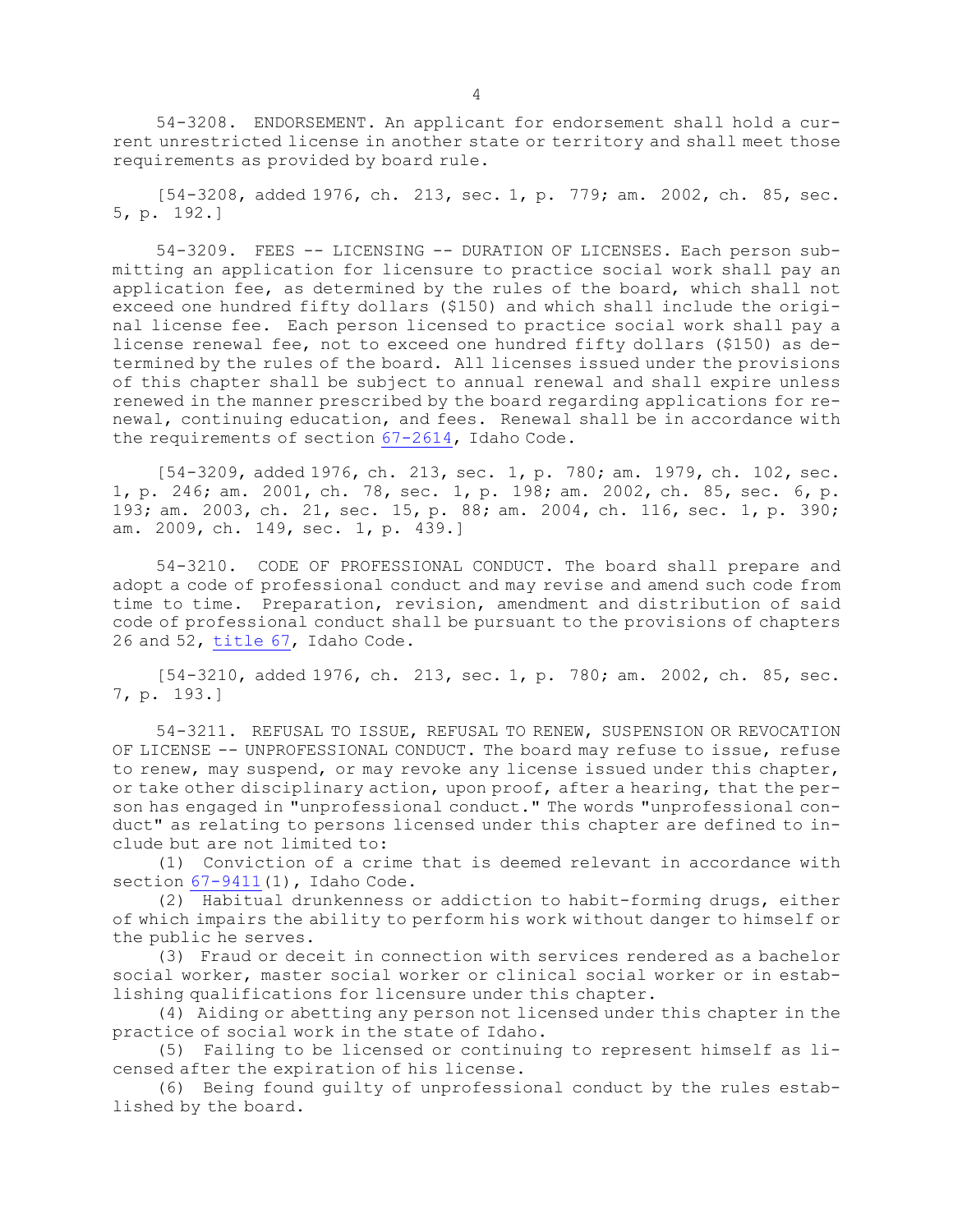54-3208. ENDORSEMENT. An applicant for endorsement shall hold a current unrestricted license in another state or territory and shall meet those requirements as provided by board rule.

[54-3208, added 1976, ch. 213, sec. 1, p. 779; am. 2002, ch. 85, sec. 5, p. 192.]

54-3209. FEES -- LICENSING -- DURATION OF LICENSES. Each person submitting an application for licensure to practice social work shall pay an application fee, as determined by the rules of the board, which shall not exceed one hundred fifty dollars ($150) and which shall include the original license fee. Each person licensed to practice social work shall pay a license renewal fee, not to exceed one hundred fifty dollars ($150) as determined by the rules of the board. All licenses issued under the provisions of this chapter shall be subject to annual renewal and shall expire unless renewed in the manner prescribed by the board regarding applications for renewal, continuing education, and fees. Renewal shall be in accordance with the requirements of section 67-2614, Idaho Code.

[54-3209, added 1976, ch. 213, sec. 1, p. 780; am. 1979, ch. 102, sec. 1, p. 246; am. 2001, ch. 78, sec. 1, p. 198; am. 2002, ch. 85, sec. 6, p. 193; am. 2003, ch. 21, sec. 15, p. 88; am. 2004, ch. 116, sec. 1, p. 390; am. 2009, ch. 149, sec. 1, p. 439.]

54-3210. CODE OF PROFESSIONAL CONDUCT. The board shall prepare and adopt a code of professional conduct and may revise and amend such code from time to time. Preparation, revision, amendment and distribution of said code of professional conduct shall be pursuant to the provisions of chapters 26 and 52, title 67, Idaho Code.

[54-3210, added 1976, ch. 213, sec. 1, p. 780; am. 2002, ch. 85, sec. 7, p. 193.]

54-3211. REFUSAL TO ISSUE, REFUSAL TO RENEW, SUSPENSION OR REVOCATION OF LICENSE -- UNPROFESSIONAL CONDUCT. The board may refuse to issue, refuse to renew, may suspend, or may revoke any license issued under this chapter, or take other disciplinary action, upon proof, after a hearing, that the person has engaged in "unprofessional conduct." The words "unprofessional conduct" as relating to persons licensed under this chapter are defined to include but are not limited to:

(1) Conviction of a crime that is deemed relevant in accordance with section 67-9411(1), Idaho Code.

(2) Habitual drunkenness or addiction to habit-forming drugs, either of which impairs the ability to perform his work without danger to himself or the public he serves.

(3) Fraud or deceit in connection with services rendered as a bachelor social worker, master social worker or clinical social worker or in establishing qualifications for licensure under this chapter.

(4) Aiding or abetting any person not licensed under this chapter in the practice of social work in the state of Idaho.

(5) Failing to be licensed or continuing to represent himself as licensed after the expiration of his license.

(6) Being found guilty of unprofessional conduct by the rules established by the board.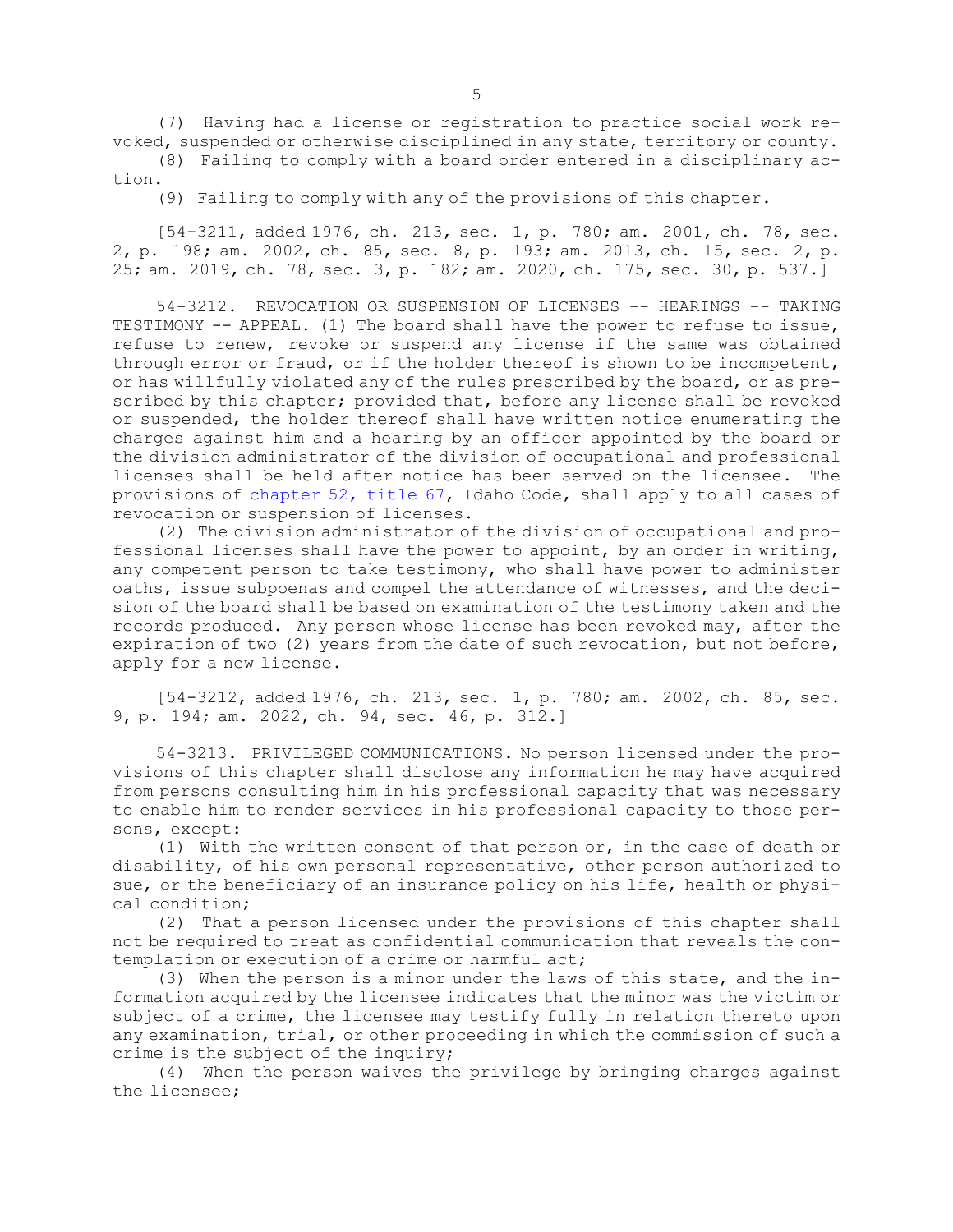(7) Having had a license or registration to practice social work revoked, suspended or otherwise disciplined in any state, territory or county.

(8) Failing to comply with a board order entered in a disciplinary action.

(9) Failing to comply with any of the provisions of this chapter.

[54-3211, added 1976, ch. 213, sec. 1, p. 780; am. 2001, ch. 78, sec. 2, p. 198; am. 2002, ch. 85, sec. 8, p. 193; am. 2013, ch. 15, sec. 2, p. 25; am. 2019, ch. 78, sec. 3, p. 182; am. 2020, ch. 175, sec. 30, p. 537.]

54-3212. REVOCATION OR SUSPENSION OF LICENSES -- HEARINGS -- TAKING TESTIMONY -- APPEAL. (1) The board shall have the power to refuse to issue, refuse to renew, revoke or suspend any license if the same was obtained through error or fraud, or if the holder thereof is shown to be incompetent, or has willfully violated any of the rules prescribed by the board, or as prescribed by this chapter; provided that, before any license shall be revoked or suspended, the holder thereof shall have written notice enumerating the charges against him and a hearing by an officer appointed by the board or the division administrator of the division of occupational and professional licenses shall be held after notice has been served on the licensee. The provisions of chapter 52, title 67, Idaho Code, shall apply to all cases of revocation or suspension of licenses.

(2) The division administrator of the division of occupational and professional licenses shall have the power to appoint, by an order in writing, any competent person to take testimony, who shall have power to administer oaths, issue subpoenas and compel the attendance of witnesses, and the decision of the board shall be based on examination of the testimony taken and the records produced. Any person whose license has been revoked may, after the expiration of two (2) years from the date of such revocation, but not before, apply for a new license.

[54-3212, added 1976, ch. 213, sec. 1, p. 780; am. 2002, ch. 85, sec. 9, p. 194; am. 2022, ch. 94, sec. 46, p. 312.]

54-3213. PRIVILEGED COMMUNICATIONS. No person licensed under the provisions of this chapter shall disclose any information he may have acquired from persons consulting him in his professional capacity that was necessary to enable him to render services in his professional capacity to those persons, except:

(1) With the written consent of that person or, in the case of death or disability, of his own personal representative, other person authorized to sue, or the beneficiary of an insurance policy on his life, health or physical condition;

(2) That a person licensed under the provisions of this chapter shall not be required to treat as confidential communication that reveals the contemplation or execution of a crime or harmful act;

(3) When the person is a minor under the laws of this state, and the information acquired by the licensee indicates that the minor was the victim or subject of a crime, the licensee may testify fully in relation thereto upon any examination, trial, or other proceeding in which the commission of such a crime is the subject of the inquiry;

(4) When the person waives the privilege by bringing charges against the licensee;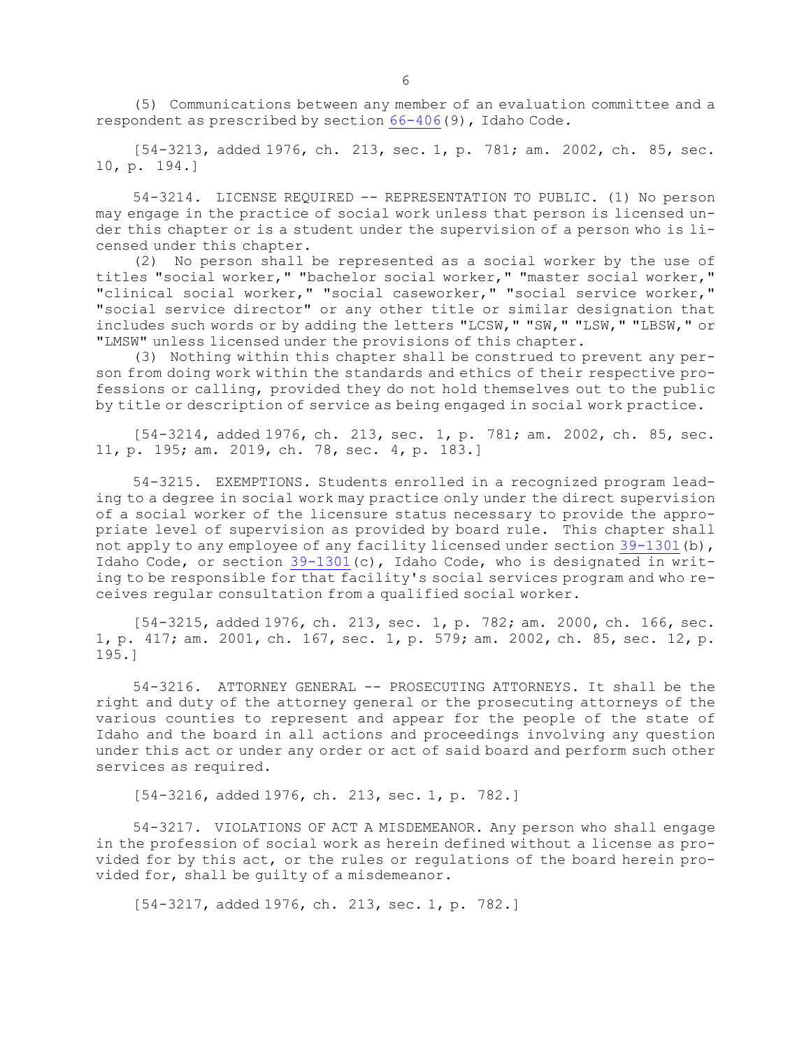(5) Communications between any member of an evaluation committee and a respondent as prescribed by section 66-406(9), Idaho Code.

[54-3213, added 1976, ch. 213, sec. 1, p. 781; am. 2002, ch. 85, sec. 10, p. 194.]

54-3214. LICENSE REQUIRED -- REPRESENTATION TO PUBLIC. (1) No person may engage in the practice of social work unless that person is licensed under this chapter or is a student under the supervision of a person who is licensed under this chapter.

(2) No person shall be represented as a social worker by the use of titles "social worker," "bachelor social worker," "master social worker," "clinical social worker," "social caseworker," "social service worker," "social service director" or any other title or similar designation that includes such words or by adding the letters "LCSW," "SW," "LSW," "LBSW," or "LMSW" unless licensed under the provisions of this chapter.

(3) Nothing within this chapter shall be construed to prevent any person from doing work within the standards and ethics of their respective professions or calling, provided they do not hold themselves out to the public by title or description of service as being engaged in social work practice.

[54-3214, added 1976, ch. 213, sec. 1, p. 781; am. 2002, ch. 85, sec. 11, p. 195; am. 2019, ch. 78, sec. 4, p. 183.]

54-3215. EXEMPTIONS. Students enrolled in a recognized program leading to a degree in social work may practice only under the direct supervision of a social worker of the licensure status necessary to provide the appropriate level of supervision as provided by board rule. This chapter shall not apply to any employee of any facility licensed under section 39-1301(b), Idaho Code, or section 39-1301(c), Idaho Code, who is designated in writing to be responsible for that facility's social services program and who receives regular consultation from a qualified social worker.

[54-3215, added 1976, ch. 213, sec. 1, p. 782; am. 2000, ch. 166, sec. 1, p. 417; am. 2001, ch. 167, sec. 1, p. 579; am. 2002, ch. 85, sec. 12, p. 195.]

54-3216. ATTORNEY GENERAL -- PROSECUTING ATTORNEYS. It shall be the right and duty of the attorney general or the prosecuting attorneys of the various counties to represent and appear for the people of the state of Idaho and the board in all actions and proceedings involving any question under this act or under any order or act of said board and perform such other services as required.

[54-3216, added 1976, ch. 213, sec. 1, p. 782.]

54-3217. VIOLATIONS OF ACT A MISDEMEANOR. Any person who shall engage in the profession of social work as herein defined without a license as provided for by this act, or the rules or regulations of the board herein provided for, shall be guilty of a misdemeanor.

[54-3217, added 1976, ch. 213, sec. 1, p. 782.]